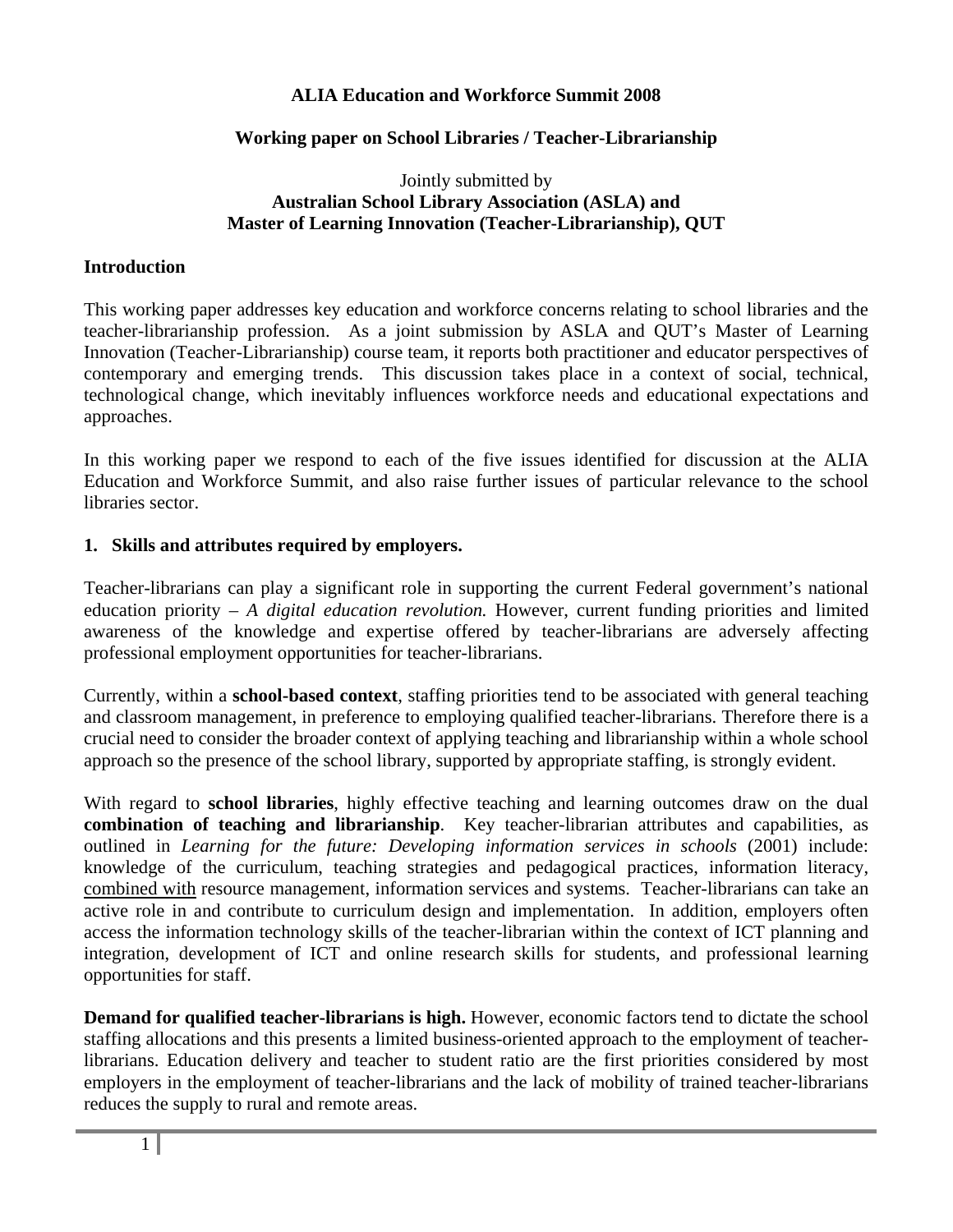**ALIA Education and Workforce Summit 2008**

**Working paper on School Libraries / Teacher-Librarianship**

Jointly submitted by
**Australian School Library Association (ASLA) and**
**Master of Learning Innovation (Teacher-Librarianship), QUT**

## Introduction

This working paper addresses key education and workforce concerns relating to school libraries and the teacher-librarianship profession. As a joint submission by ASLA and QUT's Master of Learning Innovation (Teacher-Librarianship) course team, it reports both practitioner and educator perspectives of contemporary and emerging trends. This discussion takes place in a context of social, technical, technological change, which inevitably influences workforce needs and educational expectations and approaches.

In this working paper we respond to each of the five issues identified for discussion at the ALIA Education and Workforce Summit, and also raise further issues of particular relevance to the school libraries sector.

## 1. Skills and attributes required by employers.

Teacher-librarians can play a significant role in supporting the current Federal government's national education priority – *A digital education revolution.* However, current funding priorities and limited awareness of the knowledge and expertise offered by teacher-librarians are adversely affecting professional employment opportunities for teacher-librarians.

Currently, within a **school-based context**, staffing priorities tend to be associated with general teaching and classroom management, in preference to employing qualified teacher-librarians. Therefore there is a crucial need to consider the broader context of applying teaching and librarianship within a whole school approach so the presence of the school library, supported by appropriate staffing, is strongly evident.

With regard to **school libraries**, highly effective teaching and learning outcomes draw on the dual **combination of teaching and librarianship**. Key teacher-librarian attributes and capabilities, as outlined in *Learning for the future: Developing information services in schools* (2001) include: knowledge of the curriculum, teaching strategies and pedagogical practices, information literacy, <u>combined with</u> resource management, information services and systems. Teacher-librarians can take an active role in and contribute to curriculum design and implementation. In addition, employers often access the information technology skills of the teacher-librarian within the context of ICT planning and integration, development of ICT and online research skills for students, and professional learning opportunities for staff.

**Demand for qualified teacher-librarians is high.** However, economic factors tend to dictate the school staffing allocations and this presents a limited business-oriented approach to the employment of teacher-librarians. Education delivery and teacher to student ratio are the first priorities considered by most employers in the employment of teacher-librarians and the lack of mobility of trained teacher-librarians reduces the supply to rural and remote areas.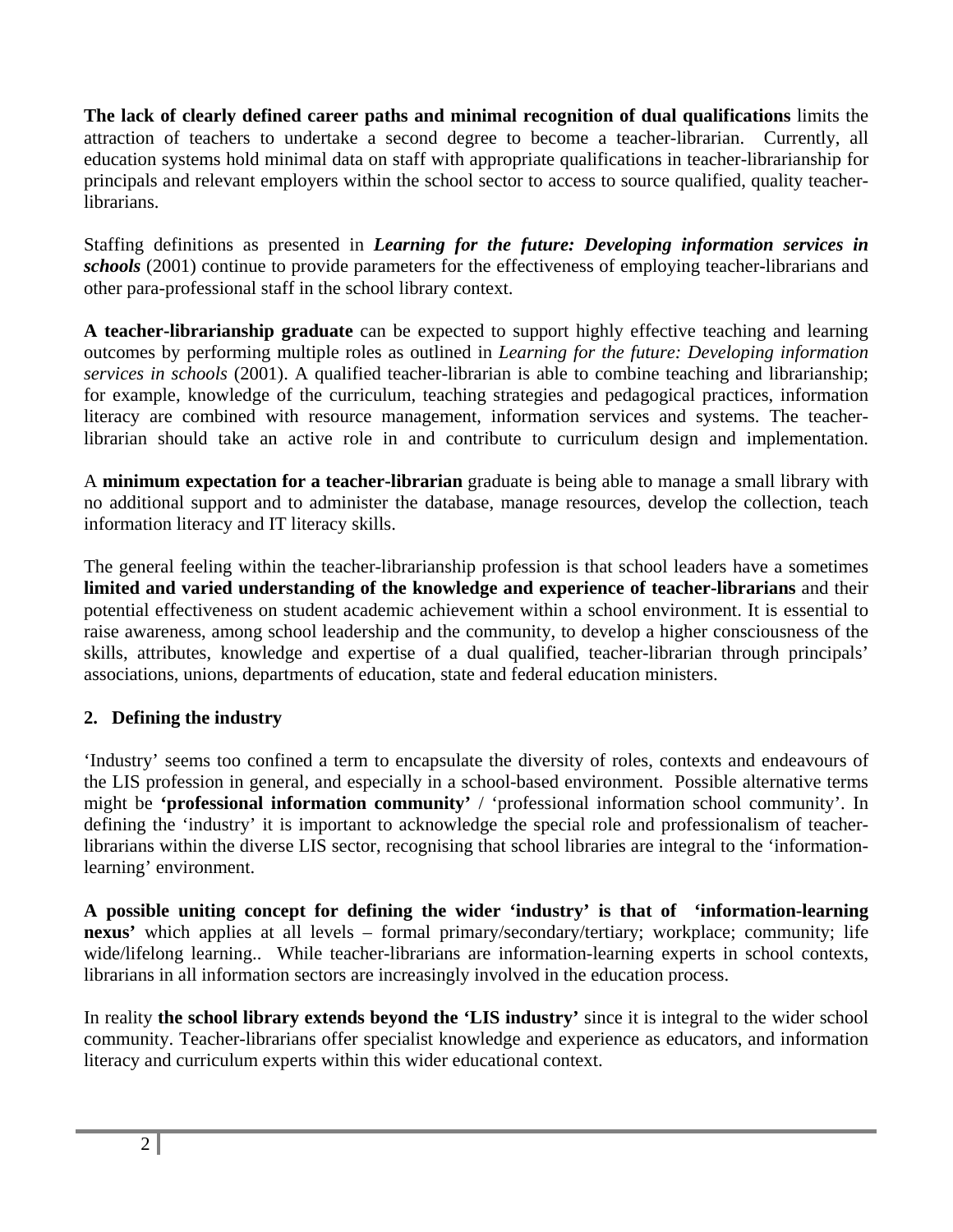**The lack of clearly defined career paths and minimal recognition of dual qualifications** limits the attraction of teachers to undertake a second degree to become a teacher-librarian. Currently, all education systems hold minimal data on staff with appropriate qualifications in teacher-librarianship for principals and relevant employers within the school sector to access to source qualified, quality teacher-librarians.

Staffing definitions as presented in ***Learning for the future: Developing information services in schools*** (2001) continue to provide parameters for the effectiveness of employing teacher-librarians and other para-professional staff in the school library context.

**A teacher-librarianship graduate** can be expected to support highly effective teaching and learning outcomes by performing multiple roles as outlined in *Learning for the future: Developing information services in schools* (2001). A qualified teacher-librarian is able to combine teaching and librarianship; for example, knowledge of the curriculum, teaching strategies and pedagogical practices, information literacy are combined with resource management, information services and systems. The teacher-librarian should take an active role in and contribute to curriculum design and implementation.

A **minimum expectation for a teacher-librarian** graduate is being able to manage a small library with no additional support and to administer the database, manage resources, develop the collection, teach information literacy and IT literacy skills.

The general feeling within the teacher-librarianship profession is that school leaders have a sometimes **limited and varied understanding of the knowledge and experience of teacher-librarians** and their potential effectiveness on student academic achievement within a school environment. It is essential to raise awareness, among school leadership and the community, to develop a higher consciousness of the skills, attributes, knowledge and expertise of a dual qualified, teacher-librarian through principals' associations, unions, departments of education, state and federal education ministers.

## 2. Defining the industry

'Industry' seems too confined a term to encapsulate the diversity of roles, contexts and endeavours of the LIS profession in general, and especially in a school-based environment. Possible alternative terms might be **'professional information community'** / 'professional information school community'. In defining the 'industry' it is important to acknowledge the special role and professionalism of teacher-librarians within the diverse LIS sector, recognising that school libraries are integral to the 'information-learning' environment.

**A possible uniting concept for defining the wider 'industry' is that of 'information-learning nexus'** which applies at all levels – formal primary/secondary/tertiary; workplace; community; life wide/lifelong learning.. While teacher-librarians are information-learning experts in school contexts, librarians in all information sectors are increasingly involved in the education process.

In reality **the school library extends beyond the 'LIS industry'** since it is integral to the wider school community. Teacher-librarians offer specialist knowledge and experience as educators, and information literacy and curriculum experts within this wider educational context.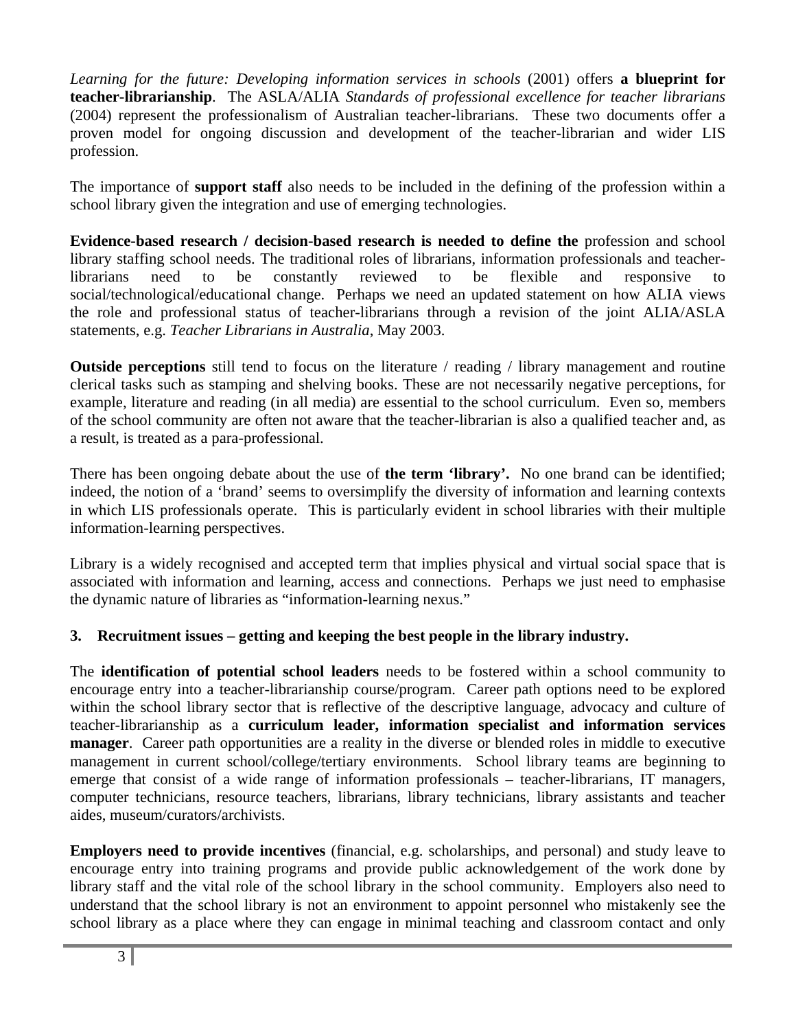*Learning for the future: Developing information services in schools* (2001) offers **a blueprint for teacher-librarianship**. The ASLA/ALIA *Standards of professional excellence for teacher librarians* (2004) represent the professionalism of Australian teacher-librarians. These two documents offer a proven model for ongoing discussion and development of the teacher-librarian and wider LIS profession.

The importance of **support staff** also needs to be included in the defining of the profession within a school library given the integration and use of emerging technologies.

**Evidence-based research / decision-based research is needed to define the** profession and school library staffing school needs. The traditional roles of librarians, information professionals and teacher-librarians need to be constantly reviewed to be flexible and responsive to social/technological/educational change. Perhaps we need an updated statement on how ALIA views the role and professional status of teacher-librarians through a revision of the joint ALIA/ASLA statements, e.g. *Teacher Librarians in Australia*, May 2003.

**Outside perceptions** still tend to focus on the literature / reading / library management and routine clerical tasks such as stamping and shelving books. These are not necessarily negative perceptions, for example, literature and reading (in all media) are essential to the school curriculum. Even so, members of the school community are often not aware that the teacher-librarian is also a qualified teacher and, as a result, is treated as a para-professional.

There has been ongoing debate about the use of **the term 'library'.** No one brand can be identified; indeed, the notion of a 'brand' seems to oversimplify the diversity of information and learning contexts in which LIS professionals operate. This is particularly evident in school libraries with their multiple information-learning perspectives.

Library is a widely recognised and accepted term that implies physical and virtual social space that is associated with information and learning, access and connections. Perhaps we just need to emphasise the dynamic nature of libraries as "information-learning nexus."

### 3. Recruitment issues – getting and keeping the best people in the library industry.

The **identification of potential school leaders** needs to be fostered within a school community to encourage entry into a teacher-librarianship course/program. Career path options need to be explored within the school library sector that is reflective of the descriptive language, advocacy and culture of teacher-librarianship as a **curriculum leader, information specialist and information services manager**. Career path opportunities are a reality in the diverse or blended roles in middle to executive management in current school/college/tertiary environments. School library teams are beginning to emerge that consist of a wide range of information professionals – teacher-librarians, IT managers, computer technicians, resource teachers, librarians, library technicians, library assistants and teacher aides, museum/curators/archivists.

**Employers need to provide incentives** (financial, e.g. scholarships, and personal) and study leave to encourage entry into training programs and provide public acknowledgement of the work done by library staff and the vital role of the school library in the school community. Employers also need to understand that the school library is not an environment to appoint personnel who mistakenly see the school library as a place where they can engage in minimal teaching and classroom contact and only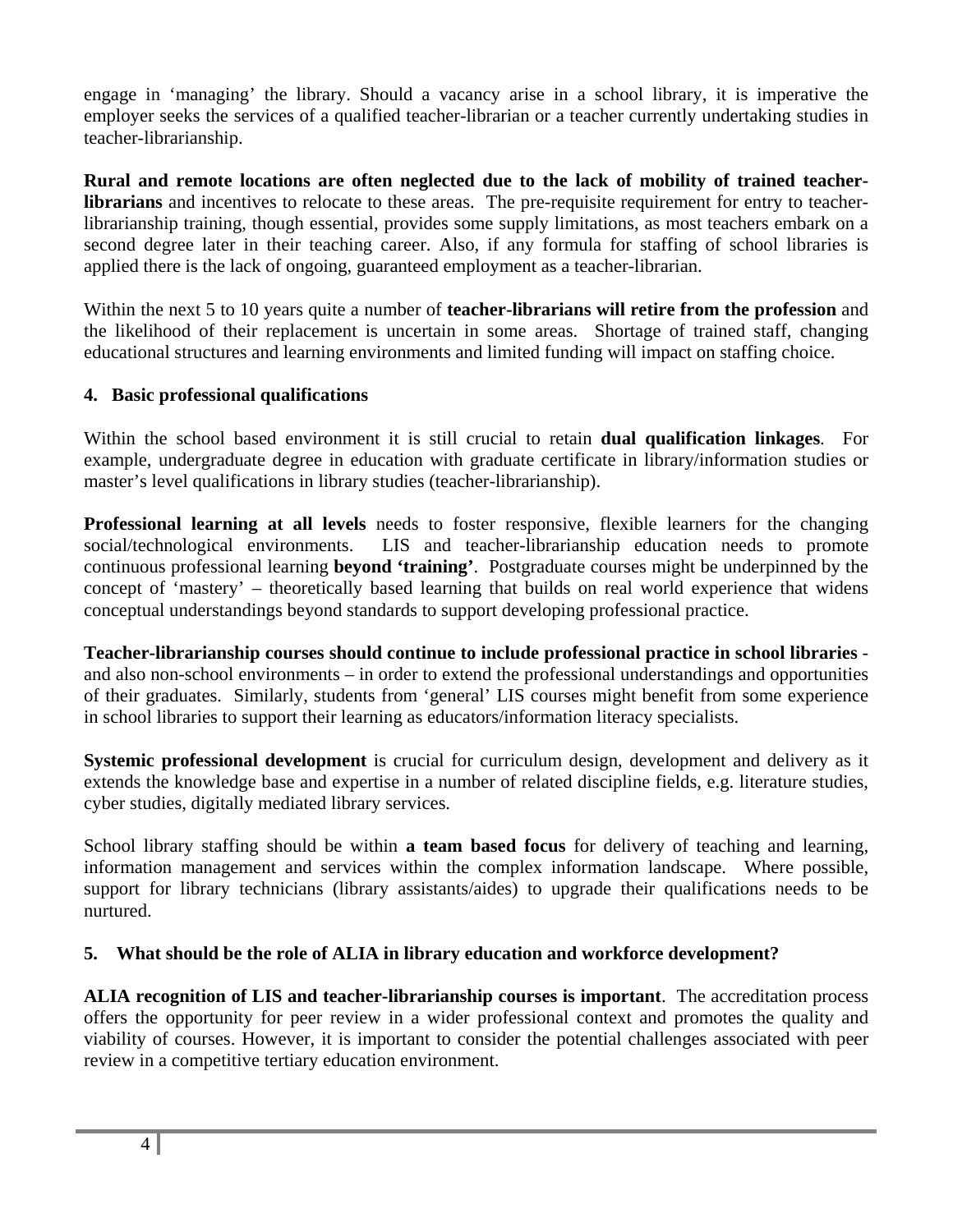engage in 'managing' the library. Should a vacancy arise in a school library, it is imperative the employer seeks the services of a qualified teacher-librarian or a teacher currently undertaking studies in teacher-librarianship.

**Rural and remote locations are often neglected due to the lack of mobility of trained teacher-librarians** and incentives to relocate to these areas. The pre-requisite requirement for entry to teacher-librarianship training, though essential, provides some supply limitations, as most teachers embark on a second degree later in their teaching career. Also, if any formula for staffing of school libraries is applied there is the lack of ongoing, guaranteed employment as a teacher-librarian.

Within the next 5 to 10 years quite a number of **teacher-librarians will retire from the profession** and the likelihood of their replacement is uncertain in some areas. Shortage of trained staff, changing educational structures and learning environments and limited funding will impact on staffing choice.

### 4. Basic professional qualifications

Within the school based environment it is still crucial to retain **dual qualification linkages**. For example, undergraduate degree in education with graduate certificate in library/information studies or master's level qualifications in library studies (teacher-librarianship).

**Professional learning at all levels** needs to foster responsive, flexible learners for the changing social/technological environments. LIS and teacher-librarianship education needs to promote continuous professional learning **beyond 'training'**. Postgraduate courses might be underpinned by the concept of 'mastery' – theoretically based learning that builds on real world experience that widens conceptual understandings beyond standards to support developing professional practice.

**Teacher-librarianship courses should continue to include professional practice in school libraries** - and also non-school environments – in order to extend the professional understandings and opportunities of their graduates. Similarly, students from 'general' LIS courses might benefit from some experience in school libraries to support their learning as educators/information literacy specialists.

**Systemic professional development** is crucial for curriculum design, development and delivery as it extends the knowledge base and expertise in a number of related discipline fields, e.g. literature studies, cyber studies, digitally mediated library services.

School library staffing should be within **a team based focus** for delivery of teaching and learning, information management and services within the complex information landscape. Where possible, support for library technicians (library assistants/aides) to upgrade their qualifications needs to be nurtured.

### 5. What should be the role of ALIA in library education and workforce development?

**ALIA recognition of LIS and teacher-librarianship courses is important**. The accreditation process offers the opportunity for peer review in a wider professional context and promotes the quality and viability of courses. However, it is important to consider the potential challenges associated with peer review in a competitive tertiary education environment.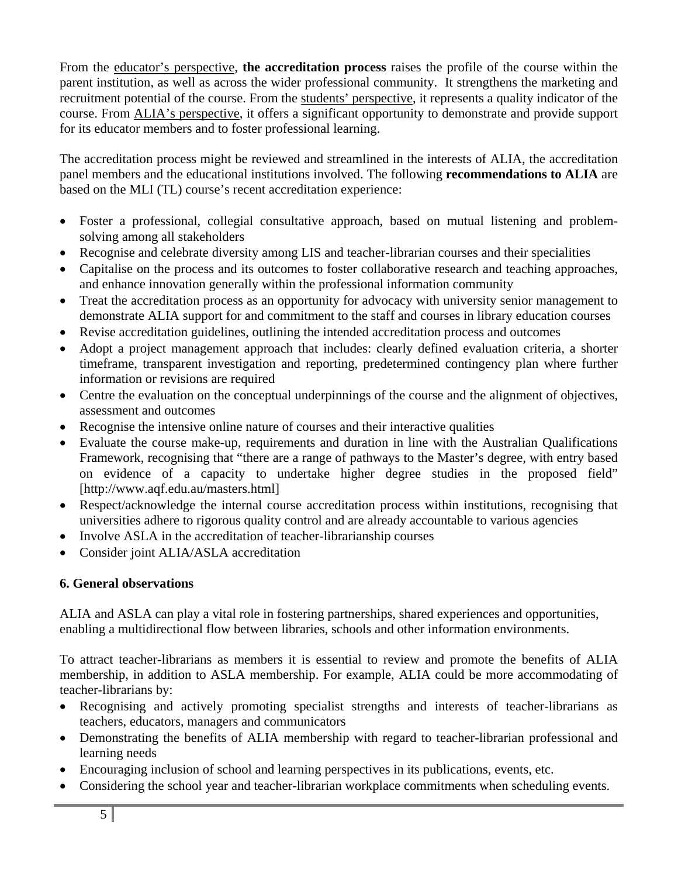From the educator's perspective, **the accreditation process** raises the profile of the course within the parent institution, as well as across the wider professional community. It strengthens the marketing and recruitment potential of the course. From the students' perspective, it represents a quality indicator of the course. From ALIA's perspective, it offers a significant opportunity to demonstrate and provide support for its educator members and to foster professional learning.

The accreditation process might be reviewed and streamlined in the interests of ALIA, the accreditation panel members and the educational institutions involved. The following **recommendations to ALIA** are based on the MLI (TL) course's recent accreditation experience:

- Foster a professional, collegial consultative approach, based on mutual listening and problem-solving among all stakeholders
- Recognise and celebrate diversity among LIS and teacher-librarian courses and their specialities
- Capitalise on the process and its outcomes to foster collaborative research and teaching approaches, and enhance innovation generally within the professional information community
- Treat the accreditation process as an opportunity for advocacy with university senior management to demonstrate ALIA support for and commitment to the staff and courses in library education courses
- Revise accreditation guidelines, outlining the intended accreditation process and outcomes
- Adopt a project management approach that includes: clearly defined evaluation criteria, a shorter timeframe, transparent investigation and reporting, predetermined contingency plan where further information or revisions are required
- Centre the evaluation on the conceptual underpinnings of the course and the alignment of objectives, assessment and outcomes
- Recognise the intensive online nature of courses and their interactive qualities
- Evaluate the course make-up, requirements and duration in line with the Australian Qualifications Framework, recognising that "there are a range of pathways to the Master's degree, with entry based on evidence of a capacity to undertake higher degree studies in the proposed field" [http://www.aqf.edu.au/masters.html]
- Respect/acknowledge the internal course accreditation process within institutions, recognising that universities adhere to rigorous quality control and are already accountable to various agencies
- Involve ASLA in the accreditation of teacher-librarianship courses
- Consider joint ALIA/ASLA accreditation

## 6. General observations

ALIA and ASLA can play a vital role in fostering partnerships, shared experiences and opportunities, enabling a multidirectional flow between libraries, schools and other information environments.

To attract teacher-librarians as members it is essential to review and promote the benefits of ALIA membership, in addition to ASLA membership. For example, ALIA could be more accommodating of teacher-librarians by:

- Recognising and actively promoting specialist strengths and interests of teacher-librarians as teachers, educators, managers and communicators
- Demonstrating the benefits of ALIA membership with regard to teacher-librarian professional and learning needs
- Encouraging inclusion of school and learning perspectives in its publications, events, etc.
- Considering the school year and teacher-librarian workplace commitments when scheduling events.